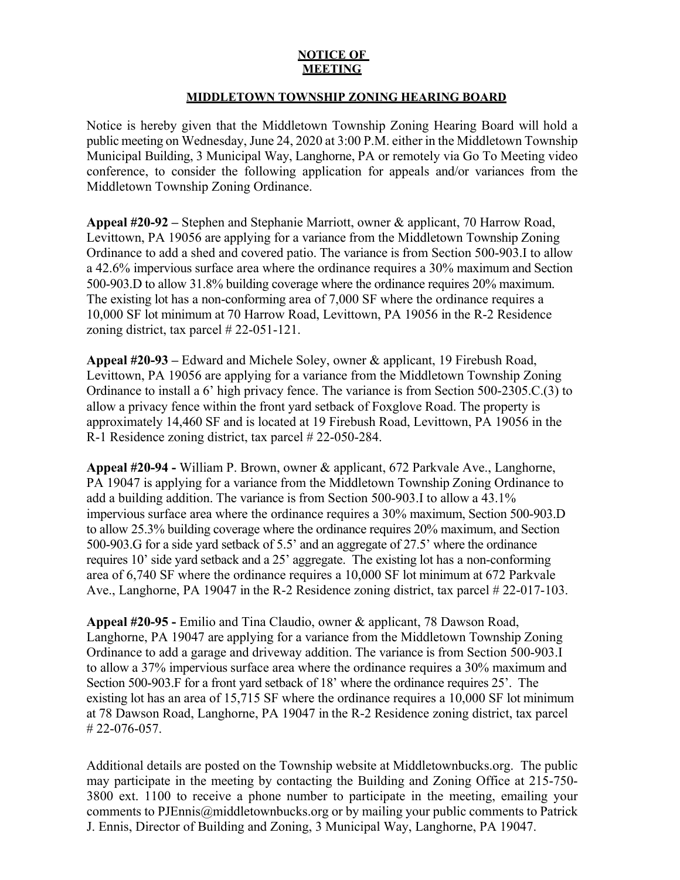**NOTICE OF MEETING**

**MIDDLETOWN TOWNSHIP ZONING HEARING BOARD**

Notice is hereby given that the Middletown Township Zoning Hearing Board will hold a public meeting on Wednesday, June 24, 2020 at 3:00 P.M. either in the Middletown Township Municipal Building, 3 Municipal Way, Langhorne, PA or remotely via Go To Meeting video conference, to consider the following application for appeals and/or variances from the Middletown Township Zoning Ordinance.

**Appeal #20-92 –** Stephen and Stephanie Marriott, owner & applicant, 70 Harrow Road, Levittown, PA 19056 are applying for a variance from the Middletown Township Zoning Ordinance to add a shed and covered patio. The variance is from Section 500-903.I to allow a 42.6% impervious surface area where the ordinance requires a 30% maximum and Section 500-903.D to allow 31.8% building coverage where the ordinance requires 20% maximum. The existing lot has a non-conforming area of 7,000 SF where the ordinance requires a 10,000 SF lot minimum at 70 Harrow Road, Levittown, PA 19056 in the R-2 Residence zoning district, tax parcel # 22-051-121.

**Appeal #20-93 –** Edward and Michele Soley, owner & applicant, 19 Firebush Road, Levittown, PA 19056 are applying for a variance from the Middletown Township Zoning Ordinance to install a 6' high privacy fence. The variance is from Section 500-2305.C.(3) to allow a privacy fence within the front yard setback of Foxglove Road. The property is approximately 14,460 SF and is located at 19 Firebush Road, Levittown, PA 19056 in the R-1 Residence zoning district, tax parcel # 22-050-284.

**Appeal #20-94 -** William P. Brown, owner & applicant, 672 Parkvale Ave., Langhorne, PA 19047 is applying for a variance from the Middletown Township Zoning Ordinance to add a building addition. The variance is from Section 500-903.I to allow a 43.1% impervious surface area where the ordinance requires a 30% maximum, Section 500-903.D to allow 25.3% building coverage where the ordinance requires 20% maximum, and Section 500-903.G for a side yard setback of 5.5' and an aggregate of 27.5' where the ordinance requires 10' side yard setback and a 25' aggregate. The existing lot has a non-conforming area of 6,740 SF where the ordinance requires a 10,000 SF lot minimum at 672 Parkvale Ave., Langhorne, PA 19047 in the R-2 Residence zoning district, tax parcel # 22-017-103.

**Appeal #20-95 -** Emilio and Tina Claudio, owner & applicant, 78 Dawson Road, Langhorne, PA 19047 are applying for a variance from the Middletown Township Zoning Ordinance to add a garage and driveway addition. The variance is from Section 500-903.I to allow a 37% impervious surface area where the ordinance requires a 30% maximum and Section 500-903.F for a front yard setback of 18' where the ordinance requires 25'. The existing lot has an area of 15,715 SF where the ordinance requires a 10,000 SF lot minimum at 78 Dawson Road, Langhorne, PA 19047 in the R-2 Residence zoning district, tax parcel # 22-076-057.

Additional details are posted on the Township website at Middletownbucks.org. The public may participate in the meeting by contacting the Building and Zoning Office at 215-750-3800 ext. 1100 to receive a phone number to participate in the meeting, emailing your comments to PJEnnis@middletownbucks.org or by mailing your public comments to Patrick J. Ennis, Director of Building and Zoning, 3 Municipal Way, Langhorne, PA 19047.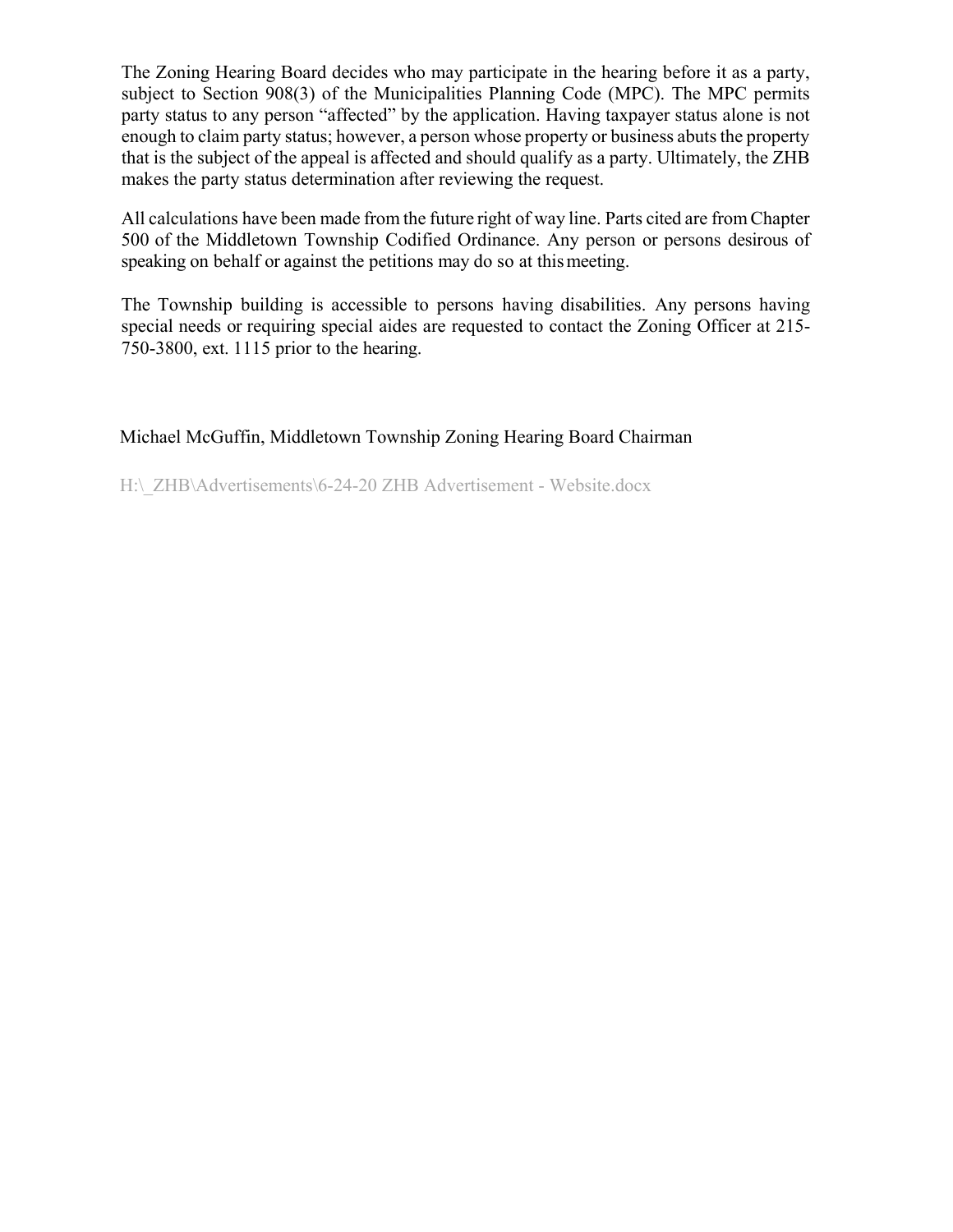The Zoning Hearing Board decides who may participate in the hearing before it as a party, subject to Section 908(3) of the Municipalities Planning Code (MPC). The MPC permits party status to any person “affected” by the application. Having taxpayer status alone is not enough to claim party status; however, a person whose property or business abuts the property that is the subject of the appeal is affected and should qualify as a party. Ultimately, the ZHB makes the party status determination after reviewing the request.

All calculations have been made from the future right of way line. Parts cited are from Chapter 500 of the Middletown Township Codified Ordinance. Any person or persons desirous of speaking on behalf or against the petitions may do so at this meeting.

The Township building is accessible to persons having disabilities. Any persons having special needs or requiring special aides are requested to contact the Zoning Officer at 215-750-3800, ext. 1115 prior to the hearing.

Michael McGuffin, Middletown Township Zoning Hearing Board Chairman

H:\_ZHB\Advertisements\6-24-20 ZHB Advertisement - Website.docx